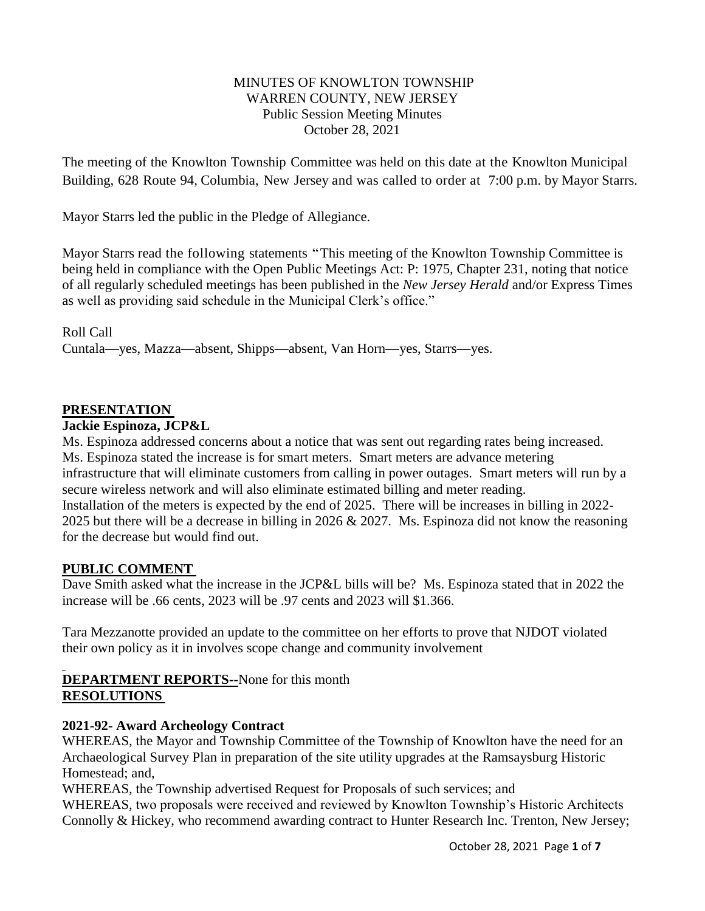MINUTES OF KNOWLTON TOWNSHIP
WARREN COUNTY, NEW JERSEY
Public Session Meeting Minutes
October 28, 2021

The meeting of the Knowlton Township Committee was held on this date at the Knowlton Municipal Building, 628 Route 94, Columbia, New Jersey and was called to order at 7:00 p.m. by Mayor Starrs.

Mayor Starrs led the public in the Pledge of Allegiance.

Mayor Starrs read the following statements "This meeting of the Knowlton Township Committee is being held in compliance with the Open Public Meetings Act: P: 1975, Chapter 231, noting that notice of all regularly scheduled meetings has been published in the *New Jersey Herald* and/or Express Times as well as providing said schedule in the Municipal Clerk's office."

Roll Call
Cuntala—yes, Mazza—absent, Shipps—absent, Van Horn—yes, Starrs—yes.

## PRESENTATION

**Jackie Espinoza, JCP&L**

Ms. Espinoza addressed concerns about a notice that was sent out regarding rates being increased. Ms. Espinoza stated the increase is for smart meters. Smart meters are advance metering infrastructure that will eliminate customers from calling in power outages. Smart meters will run by a secure wireless network and will also eliminate estimated billing and meter reading.
Installation of the meters is expected by the end of 2025. There will be increases in billing in 2022-2025 but there will be a decrease in billing in 2026 & 2027. Ms. Espinoza did not know the reasoning for the decrease but would find out.

## PUBLIC COMMENT

Dave Smith asked what the increase in the JCP&L bills will be? Ms. Espinoza stated that in 2022 the increase will be .66 cents, 2023 will be .97 cents and 2023 will $1.366.

Tara Mezzanotte provided an update to the committee on her efforts to prove that NJDOT violated their own policy as it in involves scope change and community involvement

**DEPARTMENT REPORTS--**None for this month

## RESOLUTIONS

**2021-92- Award Archeology Contract**

WHEREAS, the Mayor and Township Committee of the Township of Knowlton have the need for an Archaeological Survey Plan in preparation of the site utility upgrades at the Ramsaysburg Historic Homestead; and,
WHEREAS, the Township advertised Request for Proposals of such services; and
WHEREAS, two proposals were received and reviewed by Knowlton Township's Historic Architects Connolly & Hickey, who recommend awarding contract to Hunter Research Inc. Trenton, New Jersey;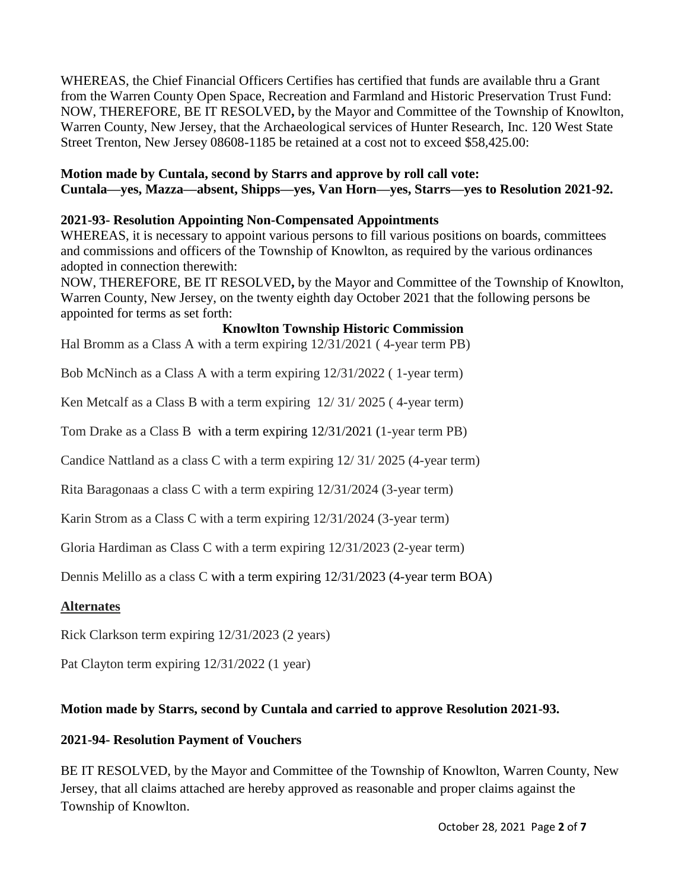WHEREAS, the Chief Financial Officers Certifies has certified that funds are available thru a Grant from the Warren County Open Space, Recreation and Farmland and Historic Preservation Trust Fund:
NOW, THEREFORE, BE IT RESOLVED**,** by the Mayor and Committee of the Township of Knowlton, Warren County, New Jersey, that the Archaeological services of Hunter Research, Inc. 120 West State Street Trenton, New Jersey 08608-1185 be retained at a cost not to exceed $58,425.00:

**Motion made by Cuntala, second by Starrs and approve by roll call vote:**
**Cuntala—yes, Mazza—absent, Shipps—yes, Van Horn—yes, Starrs—yes to Resolution 2021-92.**

**2021-93- Resolution Appointing Non-Compensated Appointments**

WHEREAS, it is necessary to appoint various persons to fill various positions on boards, committees and commissions and officers of the Township of Knowlton, as required by the various ordinances adopted in connection therewith:
NOW, THEREFORE, BE IT RESOLVED**,** by the Mayor and Committee of the Township of Knowlton, Warren County, New Jersey, on the twenty eighth day October 2021 that the following persons be appointed for terms as set forth:

**Knowlton Township Historic Commission**

Hal Bromm as a Class A with a term expiring 12/31/2021 ( 4-year term PB)

Bob McNinch as a Class A with a term expiring 12/31/2022 ( 1-year term)

Ken Metcalf as a Class B with a term expiring 12/ 31/ 2025 ( 4-year term)

Tom Drake as a Class B with a term expiring 12/31/2021 (1-year term PB)

Candice Nattland as a class C with a term expiring 12/ 31/ 2025 (4-year term)

Rita Baragonaas a class C with a term expiring 12/31/2024 (3-year term)

Karin Strom as a Class C with a term expiring 12/31/2024 (3-year term)

Gloria Hardiman as Class C with a term expiring 12/31/2023 (2-year term)

Dennis Melillo as a class C with a term expiring 12/31/2023 (4-year term BOA)

**Alternates**

Rick Clarkson term expiring 12/31/2023 (2 years)

Pat Clayton term expiring 12/31/2022 (1 year)

**Motion made by Starrs, second by Cuntala and carried to approve Resolution 2021-93.**

**2021-94- Resolution Payment of Vouchers**

BE IT RESOLVED, by the Mayor and Committee of the Township of Knowlton, Warren County, New Jersey, that all claims attached are hereby approved as reasonable and proper claims against the Township of Knowlton.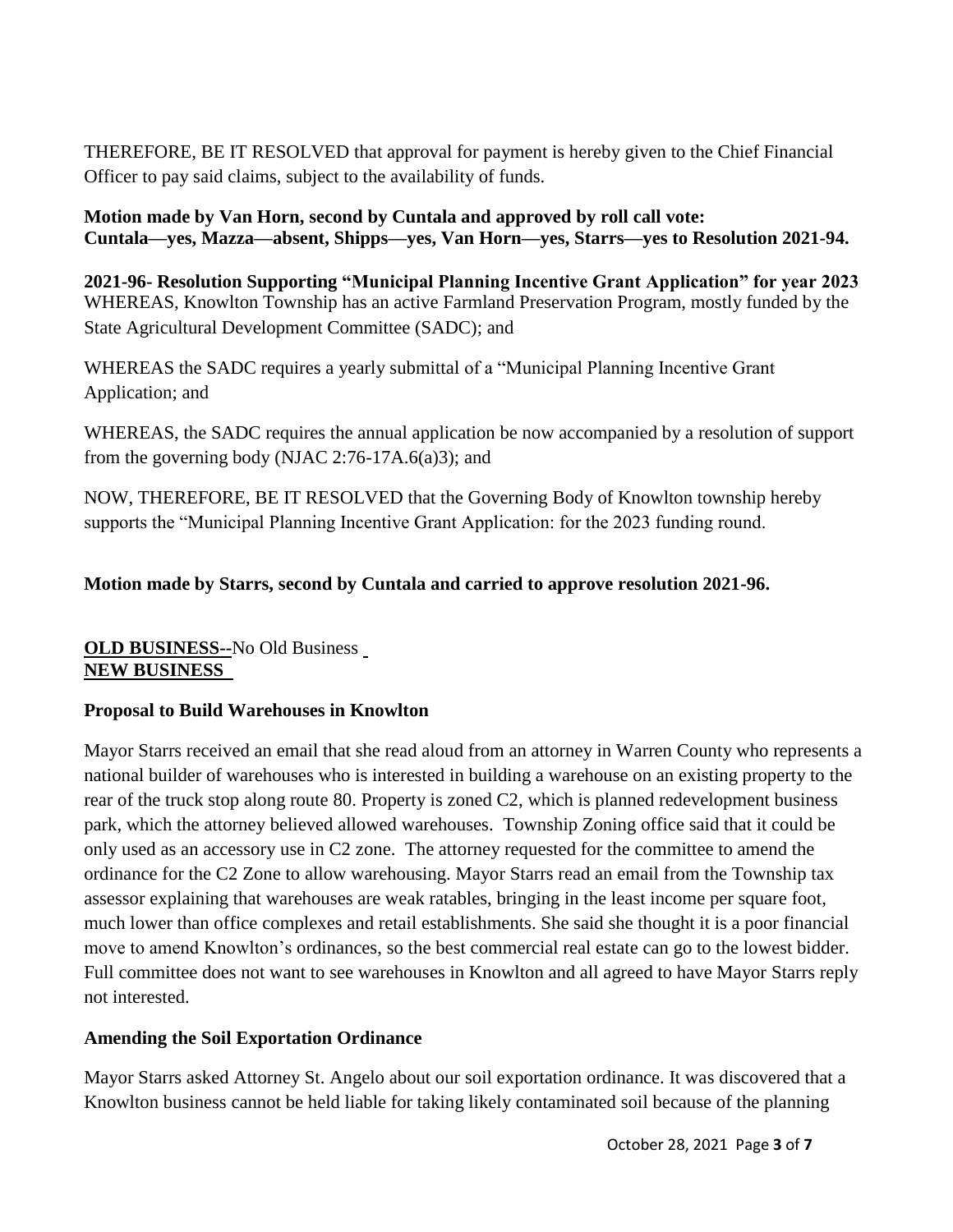THEREFORE, BE IT RESOLVED that approval for payment is hereby given to the Chief Financial Officer to pay said claims, subject to the availability of funds.

**Motion made by Van Horn, second by Cuntala and approved by roll call vote: Cuntala—yes, Mazza—absent, Shipps—yes, Van Horn—yes, Starrs—yes to Resolution 2021-94.**

**2021-96- Resolution Supporting "Municipal Planning Incentive Grant Application" for year 2023**

WHEREAS, Knowlton Township has an active Farmland Preservation Program, mostly funded by the State Agricultural Development Committee (SADC); and

WHEREAS the SADC requires a yearly submittal of a "Municipal Planning Incentive Grant Application; and

WHEREAS, the SADC requires the annual application be now accompanied by a resolution of support from the governing body (NJAC 2:76-17A.6(a)3); and

NOW, THEREFORE, BE IT RESOLVED that the Governing Body of Knowlton township hereby supports the "Municipal Planning Incentive Grant Application: for the 2023 funding round.

**Motion made by Starrs, second by Cuntala and carried to approve resolution 2021-96.**

**OLD BUSINESS--**No Old Business

**NEW BUSINESS**

**Proposal to Build Warehouses in Knowlton**

Mayor Starrs received an email that she read aloud from an attorney in Warren County who represents a national builder of warehouses who is interested in building a warehouse on an existing property to the rear of the truck stop along route 80. Property is zoned C2, which is planned redevelopment business park, which the attorney believed allowed warehouses. Township Zoning office said that it could be only used as an accessory use in C2 zone. The attorney requested for the committee to amend the ordinance for the C2 Zone to allow warehousing. Mayor Starrs read an email from the Township tax assessor explaining that warehouses are weak ratables, bringing in the least income per square foot, much lower than office complexes and retail establishments. She said she thought it is a poor financial move to amend Knowlton's ordinances, so the best commercial real estate can go to the lowest bidder. Full committee does not want to see warehouses in Knowlton and all agreed to have Mayor Starrs reply not interested.

**Amending the Soil Exportation Ordinance**

Mayor Starrs asked Attorney St. Angelo about our soil exportation ordinance. It was discovered that a Knowlton business cannot be held liable for taking likely contaminated soil because of the planning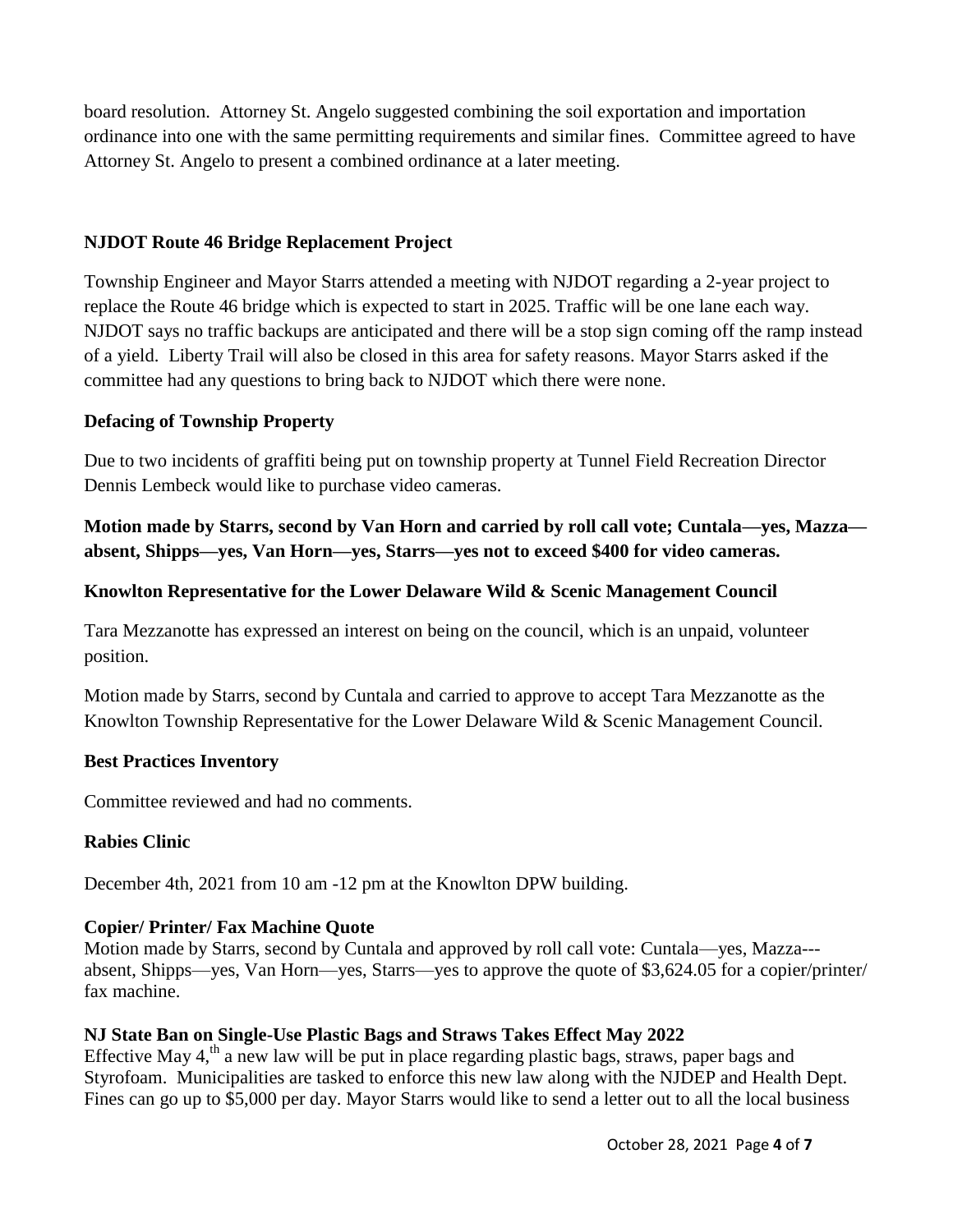board resolution. Attorney St. Angelo suggested combining the soil exportation and importation ordinance into one with the same permitting requirements and similar fines. Committee agreed to have Attorney St. Angelo to present a combined ordinance at a later meeting.

**NJDOT Route 46 Bridge Replacement Project**

Township Engineer and Mayor Starrs attended a meeting with NJDOT regarding a 2-year project to replace the Route 46 bridge which is expected to start in 2025. Traffic will be one lane each way. NJDOT says no traffic backups are anticipated and there will be a stop sign coming off the ramp instead of a yield. Liberty Trail will also be closed in this area for safety reasons. Mayor Starrs asked if the committee had any questions to bring back to NJDOT which there were none.

**Defacing of Township Property**

Due to two incidents of graffiti being put on township property at Tunnel Field Recreation Director Dennis Lembeck would like to purchase video cameras.

**Motion made by Starrs, second by Van Horn and carried by roll call vote; Cuntala—yes, Mazza—absent, Shipps—yes, Van Horn—yes, Starrs—yes not to exceed $400 for video cameras.**

**Knowlton Representative for the Lower Delaware Wild & Scenic Management Council**

Tara Mezzanotte has expressed an interest on being on the council, which is an unpaid, volunteer position.

Motion made by Starrs, second by Cuntala and carried to approve to accept Tara Mezzanotte as the Knowlton Township Representative for the Lower Delaware Wild & Scenic Management Council.

**Best Practices Inventory**

Committee reviewed and had no comments.

**Rabies Clinic**

December 4th, 2021 from 10 am -12 pm at the Knowlton DPW building.

**Copier/ Printer/ Fax Machine Quote**

Motion made by Starrs, second by Cuntala and approved by roll call vote: Cuntala—yes, Mazza---absent, Shipps—yes, Van Horn—yes, Starrs—yes to approve the quote of $3,624.05 for a copier/printer/ fax machine.

**NJ State Ban on Single-Use Plastic Bags and Straws Takes Effect May 2022**

Effective May 4,th a new law will be put in place regarding plastic bags, straws, paper bags and Styrofoam. Municipalities are tasked to enforce this new law along with the NJDEP and Health Dept. Fines can go up to $5,000 per day. Mayor Starrs would like to send a letter out to all the local business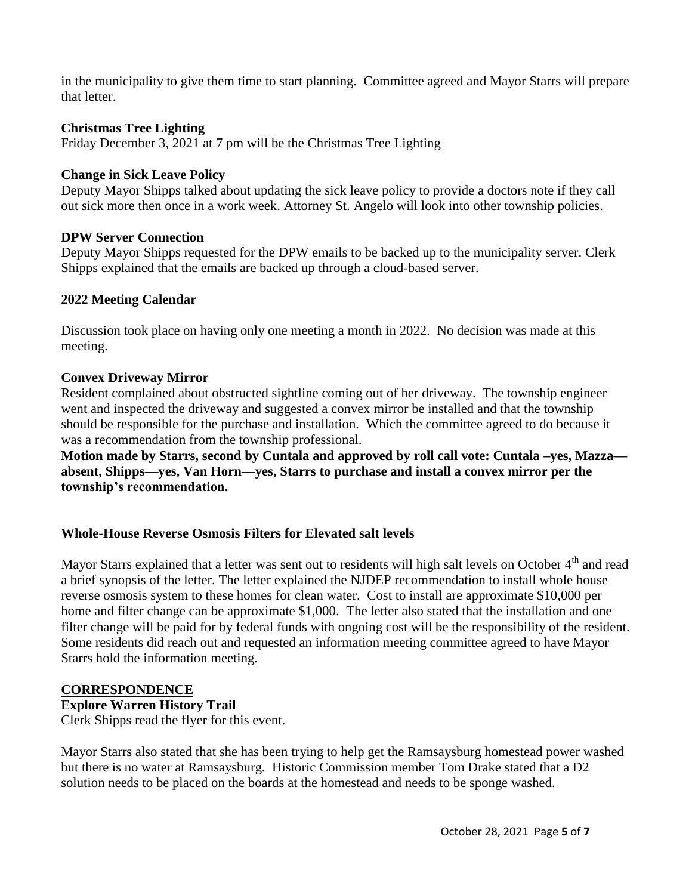in the municipality to give them time to start planning. Committee agreed and Mayor Starrs will prepare that letter.

**Christmas Tree Lighting**

Friday December 3, 2021 at 7 pm will be the Christmas Tree Lighting

**Change in Sick Leave Policy**

Deputy Mayor Shipps talked about updating the sick leave policy to provide a doctors note if they call out sick more then once in a work week. Attorney St. Angelo will look into other township policies.

**DPW Server Connection**

Deputy Mayor Shipps requested for the DPW emails to be backed up to the municipality server. Clerk Shipps explained that the emails are backed up through a cloud-based server.

**2022 Meeting Calendar**

Discussion took place on having only one meeting a month in 2022. No decision was made at this meeting.

**Convex Driveway Mirror**

Resident complained about obstructed sightline coming out of her driveway. The township engineer went and inspected the driveway and suggested a convex mirror be installed and that the township should be responsible for the purchase and installation. Which the committee agreed to do because it was a recommendation from the township professional.

**Motion made by Starrs, second by Cuntala and approved by roll call vote: Cuntala –yes, Mazza—absent, Shipps—yes, Van Horn—yes, Starrs to purchase and install a convex mirror per the township's recommendation.**

**Whole-House Reverse Osmosis Filters for Elevated salt levels**

Mayor Starrs explained that a letter was sent out to residents will high salt levels on October 4th and read a brief synopsis of the letter. The letter explained the NJDEP recommendation to install whole house reverse osmosis system to these homes for clean water. Cost to install are approximate $10,000 per home and filter change can be approximate $1,000. The letter also stated that the installation and one filter change will be paid for by federal funds with ongoing cost will be the responsibility of the resident. Some residents did reach out and requested an information meeting committee agreed to have Mayor Starrs hold the information meeting.

**CORRESPONDENCE**

**Explore Warren History Trail**

Clerk Shipps read the flyer for this event.

Mayor Starrs also stated that she has been trying to help get the Ramsaysburg homestead power washed but there is no water at Ramsaysburg. Historic Commission member Tom Drake stated that a D2 solution needs to be placed on the boards at the homestead and needs to be sponge washed.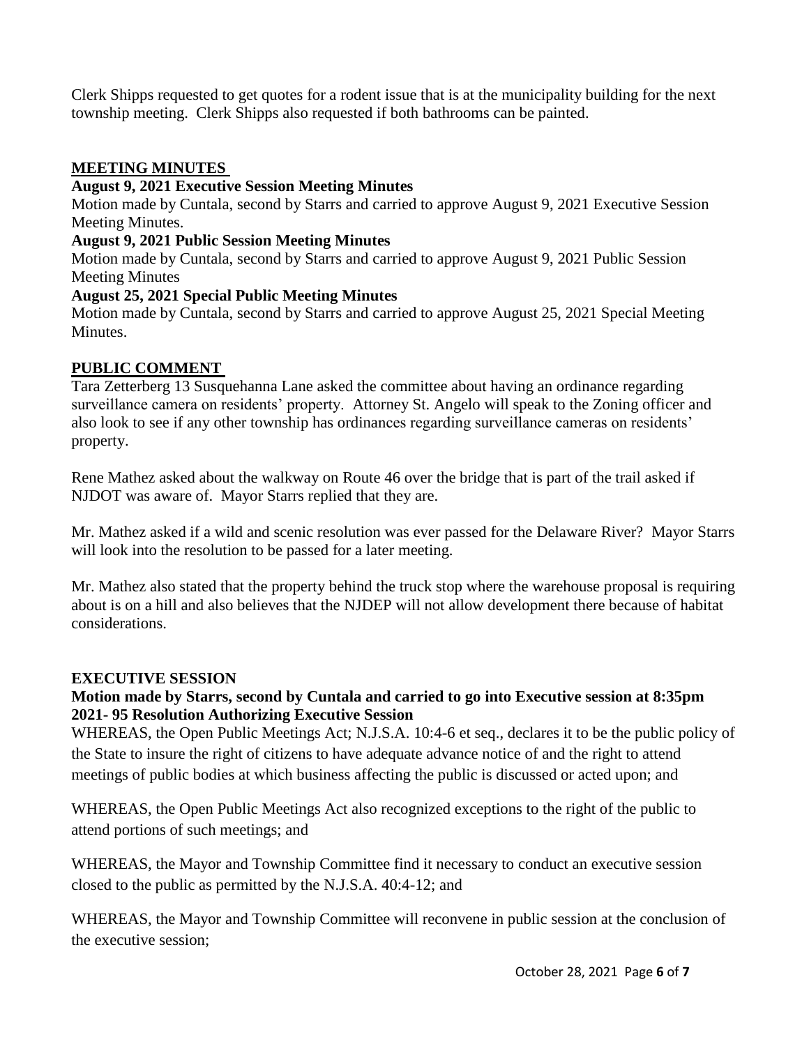Clerk Shipps requested to get quotes for a rodent issue that is at the municipality building for the next township meeting. Clerk Shipps also requested if both bathrooms can be painted.

## MEETING MINUTES

**August 9, 2021 Executive Session Meeting Minutes**

Motion made by Cuntala, second by Starrs and carried to approve August 9, 2021 Executive Session Meeting Minutes.

**August 9, 2021 Public Session Meeting Minutes**

Motion made by Cuntala, second by Starrs and carried to approve August 9, 2021 Public Session Meeting Minutes

**August 25, 2021 Special Public Meeting Minutes**

Motion made by Cuntala, second by Starrs and carried to approve August 25, 2021 Special Meeting Minutes.

## PUBLIC COMMENT

Tara Zetterberg 13 Susquehanna Lane asked the committee about having an ordinance regarding surveillance camera on residents' property. Attorney St. Angelo will speak to the Zoning officer and also look to see if any other township has ordinances regarding surveillance cameras on residents' property.

Rene Mathez asked about the walkway on Route 46 over the bridge that is part of the trail asked if NJDOT was aware of. Mayor Starrs replied that they are.

Mr. Mathez asked if a wild and scenic resolution was ever passed for the Delaware River? Mayor Starrs will look into the resolution to be passed for a later meeting.

Mr. Mathez also stated that the property behind the truck stop where the warehouse proposal is requiring about is on a hill and also believes that the NJDEP will not allow development there because of habitat considerations.

## EXECUTIVE SESSION

**Motion made by Starrs, second by Cuntala and carried to go into Executive session at 8:35pm**
**2021- 95 Resolution Authorizing Executive Session**

WHEREAS, the Open Public Meetings Act; N.J.S.A. 10:4-6 et seq., declares it to be the public policy of the State to insure the right of citizens to have adequate advance notice of and the right to attend meetings of public bodies at which business affecting the public is discussed or acted upon; and

WHEREAS, the Open Public Meetings Act also recognized exceptions to the right of the public to attend portions of such meetings; and

WHEREAS, the Mayor and Township Committee find it necessary to conduct an executive session closed to the public as permitted by the N.J.S.A. 40:4-12; and

WHEREAS, the Mayor and Township Committee will reconvene in public session at the conclusion of the executive session;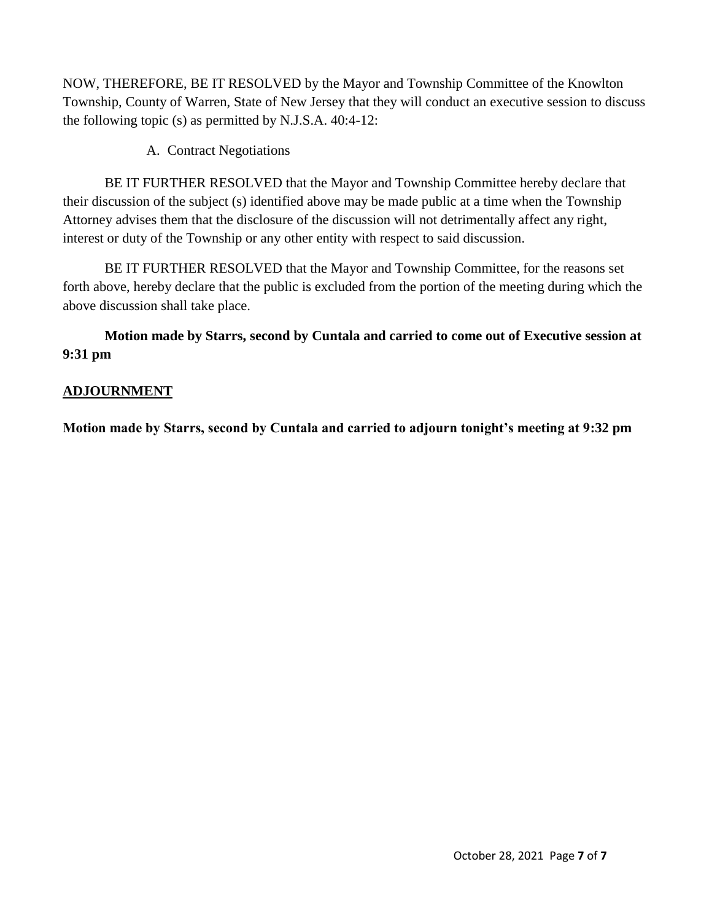NOW, THEREFORE, BE IT RESOLVED by the Mayor and Township Committee of the Knowlton Township, County of Warren, State of New Jersey that they will conduct an executive session to discuss the following topic (s) as permitted by N.J.S.A. 40:4-12:

A. Contract Negotiations

BE IT FURTHER RESOLVED that the Mayor and Township Committee hereby declare that their discussion of the subject (s) identified above may be made public at a time when the Township Attorney advises them that the disclosure of the discussion will not detrimentally affect any right, interest or duty of the Township or any other entity with respect to said discussion.

BE IT FURTHER RESOLVED that the Mayor and Township Committee, for the reasons set forth above, hereby declare that the public is excluded from the portion of the meeting during which the above discussion shall take place.

**Motion made by Starrs, second by Cuntala and carried to come out of Executive session at 9:31 pm**

## ADJOURNMENT

**Motion made by Starrs, second by Cuntala and carried to adjourn tonight's meeting at 9:32 pm**